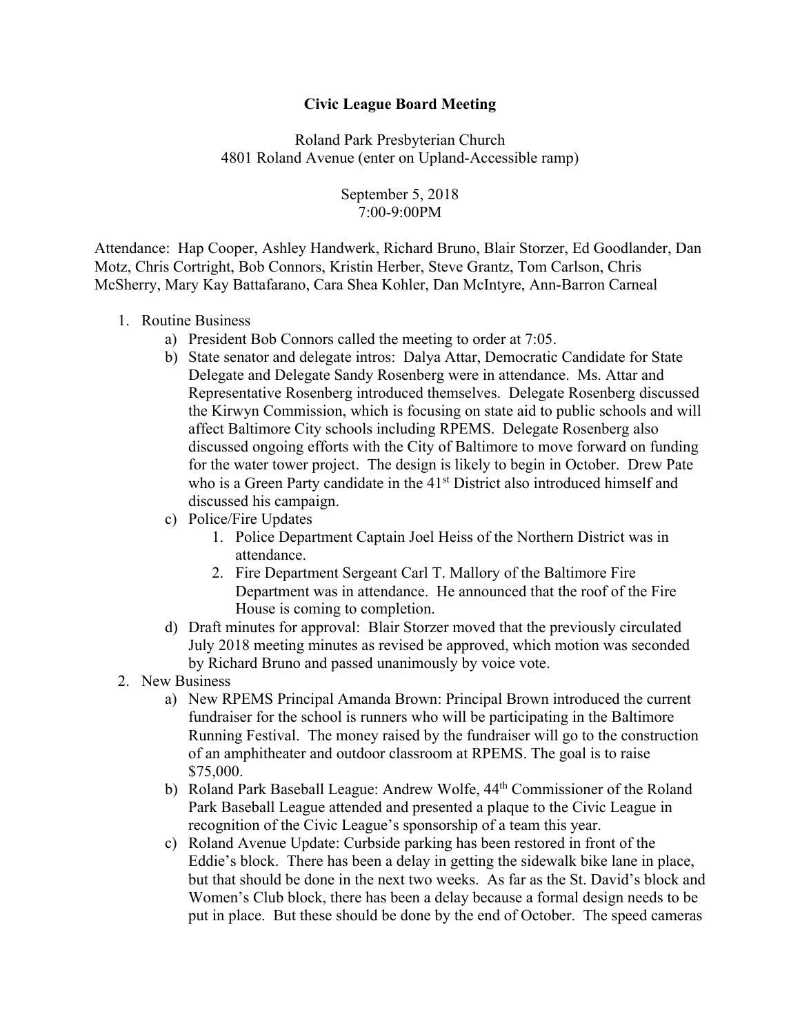# Civic League Board Meeting

Roland Park Presbyterian Church
4801 Roland Avenue (enter on Upland-Accessible ramp)

September 5, 2018
7:00-9:00PM

Attendance: Hap Cooper, Ashley Handwerk, Richard Bruno, Blair Storzer, Ed Goodlander, Dan Motz, Chris Cortright, Bob Connors, Kristin Herber, Steve Grantz, Tom Carlson, Chris McSherry, Mary Kay Battafarano, Cara Shea Kohler, Dan McIntyre, Ann-Barron Carneal

1. Routine Business
   a) President Bob Connors called the meeting to order at 7:05.
   b) State senator and delegate intros: Dalya Attar, Democratic Candidate for State Delegate and Delegate Sandy Rosenberg were in attendance. Ms. Attar and Representative Rosenberg introduced themselves. Delegate Rosenberg discussed the Kirwyn Commission, which is focusing on state aid to public schools and will affect Baltimore City schools including RPEMS. Delegate Rosenberg also discussed ongoing efforts with the City of Baltimore to move forward on funding for the water tower project. The design is likely to begin in October. Drew Pate who is a Green Party candidate in the 41st District also introduced himself and discussed his campaign.
   c) Police/Fire Updates
      1. Police Department Captain Joel Heiss of the Northern District was in attendance.
      2. Fire Department Sergeant Carl T. Mallory of the Baltimore Fire Department was in attendance. He announced that the roof of the Fire House is coming to completion.
   d) Draft minutes for approval: Blair Storzer moved that the previously circulated July 2018 meeting minutes as revised be approved, which motion was seconded by Richard Bruno and passed unanimously by voice vote.
2. New Business
   a) New RPEMS Principal Amanda Brown: Principal Brown introduced the current fundraiser for the school is runners who will be participating in the Baltimore Running Festival. The money raised by the fundraiser will go to the construction of an amphitheater and outdoor classroom at RPEMS. The goal is to raise $75,000.
   b) Roland Park Baseball League: Andrew Wolfe, 44th Commissioner of the Roland Park Baseball League attended and presented a plaque to the Civic League in recognition of the Civic League's sponsorship of a team this year.
   c) Roland Avenue Update: Curbside parking has been restored in front of the Eddie's block. There has been a delay in getting the sidewalk bike lane in place, but that should be done in the next two weeks. As far as the St. David's block and Women's Club block, there has been a delay because a formal design needs to be put in place. But these should be done by the end of October. The speed cameras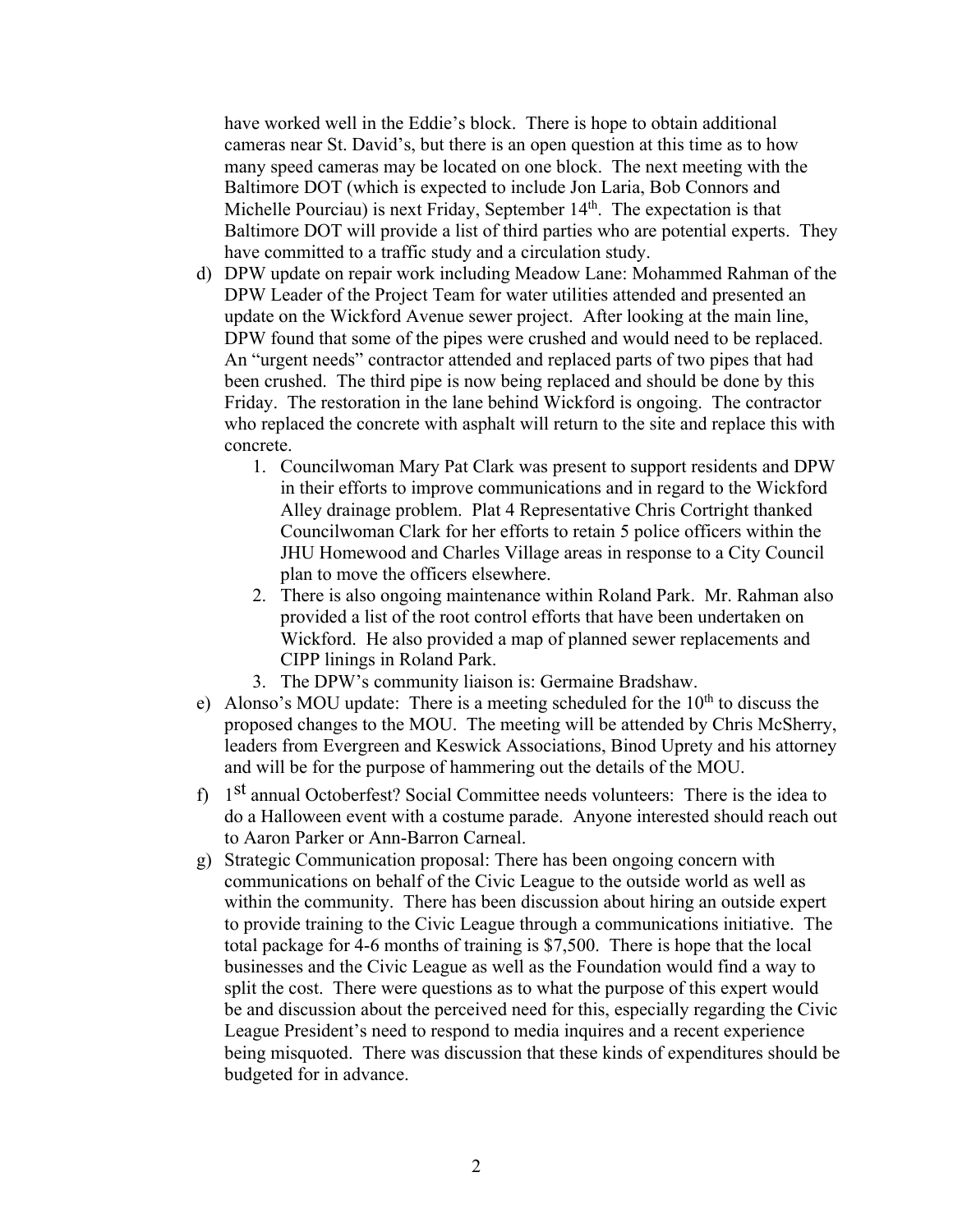have worked well in the Eddie's block. There is hope to obtain additional cameras near St. David's, but there is an open question at this time as to how many speed cameras may be located on one block. The next meeting with the Baltimore DOT (which is expected to include Jon Laria, Bob Connors and Michelle Pourciau) is next Friday, September 14th. The expectation is that Baltimore DOT will provide a list of third parties who are potential experts. They have committed to a traffic study and a circulation study.

d) DPW update on repair work including Meadow Lane: Mohammed Rahman of the DPW Leader of the Project Team for water utilities attended and presented an update on the Wickford Avenue sewer project. After looking at the main line, DPW found that some of the pipes were crushed and would need to be replaced. An "urgent needs" contractor attended and replaced parts of two pipes that had been crushed. The third pipe is now being replaced and should be done by this Friday. The restoration in the lane behind Wickford is ongoing. The contractor who replaced the concrete with asphalt will return to the site and replace this with concrete.
    1. Councilwoman Mary Pat Clark was present to support residents and DPW in their efforts to improve communications and in regard to the Wickford Alley drainage problem. Plat 4 Representative Chris Cortright thanked Councilwoman Clark for her efforts to retain 5 police officers within the JHU Homewood and Charles Village areas in response to a City Council plan to move the officers elsewhere.
    2. There is also ongoing maintenance within Roland Park. Mr. Rahman also provided a list of the root control efforts that have been undertaken on Wickford. He also provided a map of planned sewer replacements and CIPP linings in Roland Park.
    3. The DPW's community liaison is: Germaine Bradshaw.

e) Alonso's MOU update: There is a meeting scheduled for the 10th to discuss the proposed changes to the MOU. The meeting will be attended by Chris McSherry, leaders from Evergreen and Keswick Associations, Binod Uprety and his attorney and will be for the purpose of hammering out the details of the MOU.

f) 1st annual Octoberfest? Social Committee needs volunteers: There is the idea to do a Halloween event with a costume parade. Anyone interested should reach out to Aaron Parker or Ann-Barron Carneal.

g) Strategic Communication proposal: There has been ongoing concern with communications on behalf of the Civic League to the outside world as well as within the community. There has been discussion about hiring an outside expert to provide training to the Civic League through a communications initiative. The total package for 4-6 months of training is $7,500. There is hope that the local businesses and the Civic League as well as the Foundation would find a way to split the cost. There were questions as to what the purpose of this expert would be and discussion about the perceived need for this, especially regarding the Civic League President's need to respond to media inquires and a recent experience being misquoted. There was discussion that these kinds of expenditures should be budgeted for in advance.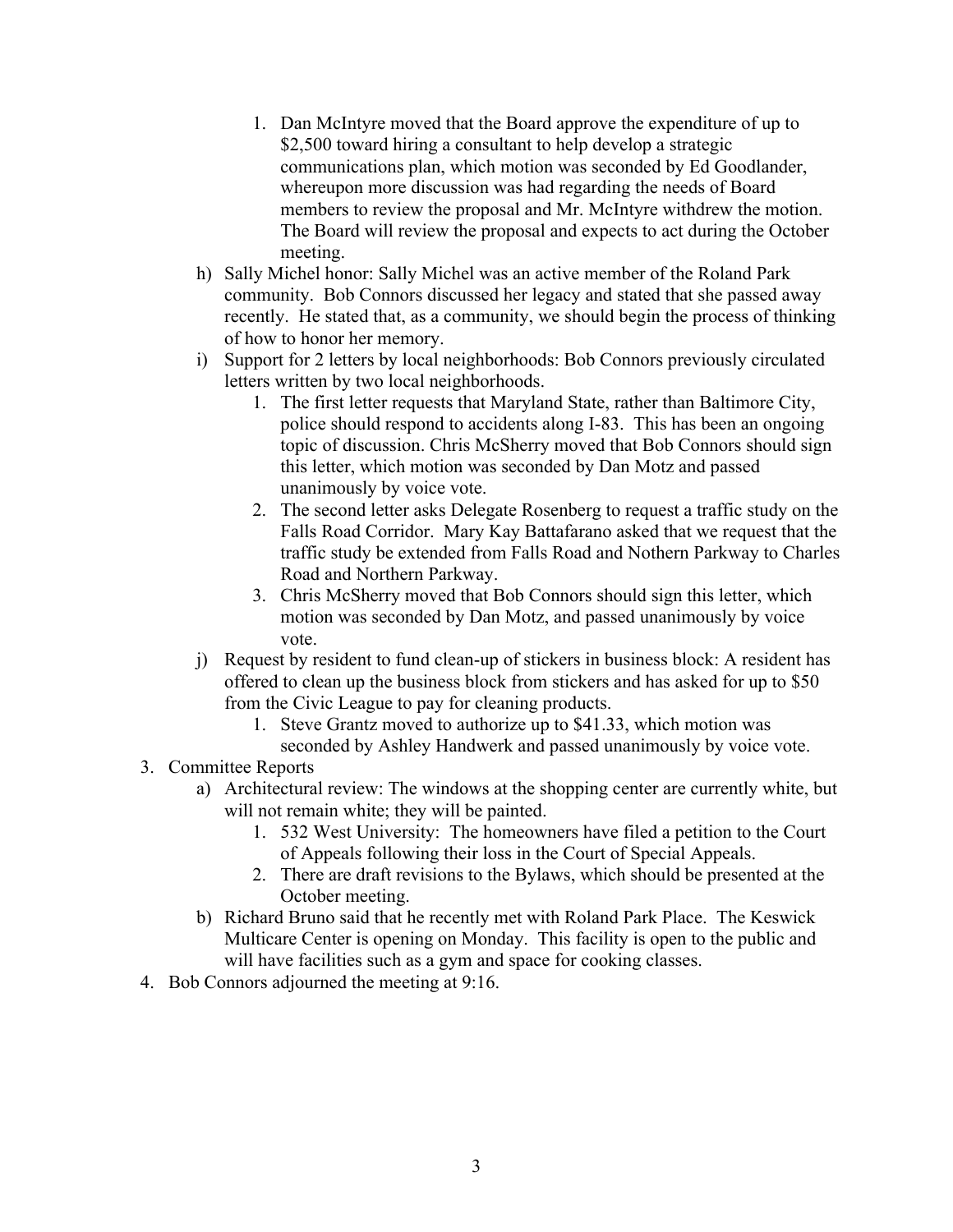1. Dan McIntyre moved that the Board approve the expenditure of up to $2,500 toward hiring a consultant to help develop a strategic communications plan, which motion was seconded by Ed Goodlander, whereupon more discussion was had regarding the needs of Board members to review the proposal and Mr. McIntyre withdrew the motion. The Board will review the proposal and expects to act during the October meeting.

    h) Sally Michel honor: Sally Michel was an active member of the Roland Park community. Bob Connors discussed her legacy and stated that she passed away recently. He stated that, as a community, we should begin the process of thinking of how to honor her memory.

    i) Support for 2 letters by local neighborhoods: Bob Connors previously circulated letters written by two local neighborhoods.
        1. The first letter requests that Maryland State, rather than Baltimore City, police should respond to accidents along I-83. This has been an ongoing topic of discussion. Chris McSherry moved that Bob Connors should sign this letter, which motion was seconded by Dan Motz and passed unanimously by voice vote.
        2. The second letter asks Delegate Rosenberg to request a traffic study on the Falls Road Corridor. Mary Kay Battafarano asked that we request that the traffic study be extended from Falls Road and Nothern Parkway to Charles Road and Northern Parkway.
        3. Chris McSherry moved that Bob Connors should sign this letter, which motion was seconded by Dan Motz, and passed unanimously by voice vote.

    j) Request by resident to fund clean-up of stickers in business block: A resident has offered to clean up the business block from stickers and has asked for up to $50 from the Civic League to pay for cleaning products.
        1. Steve Grantz moved to authorize up to $41.33, which motion was seconded by Ashley Handwerk and passed unanimously by voice vote.

3. Committee Reports
    a) Architectural review: The windows at the shopping center are currently white, but will not remain white; they will be painted.
        1. 532 West University: The homeowners have filed a petition to the Court of Appeals following their loss in the Court of Special Appeals.
        2. There are draft revisions to the Bylaws, which should be presented at the October meeting.
    b) Richard Bruno said that he recently met with Roland Park Place. The Keswick Multicare Center is opening on Monday. This facility is open to the public and will have facilities such as a gym and space for cooking classes.

4. Bob Connors adjourned the meeting at 9:16.